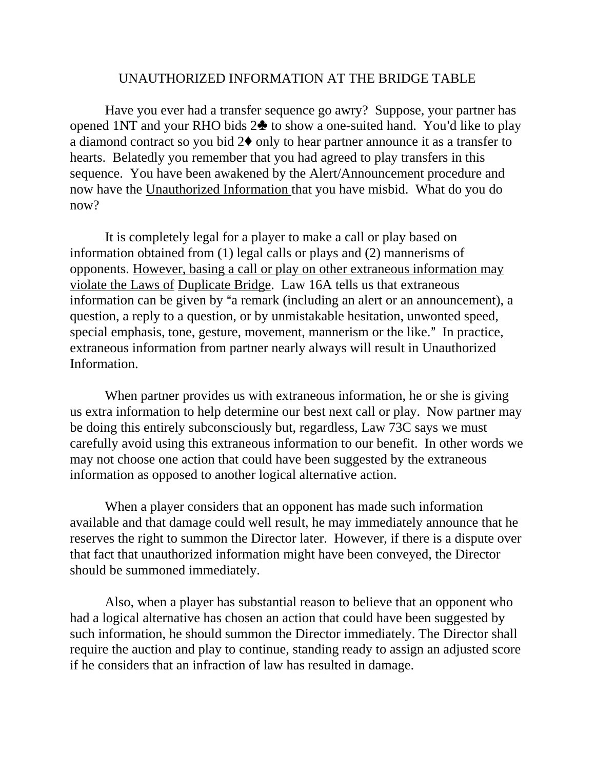# UNAUTHORIZED INFORMATION AT THE BRIDGE TABLE

Have you ever had a transfer sequence go awry? Suppose, your partner has opened 1NT and your RHO bids 2♣ to show a one-suited hand. You'd like to play a diamond contract so you bid 2♦ only to hear partner announce it as a transfer to hearts. Belatedly you remember that you had agreed to play transfers in this sequence. You have been awakened by the Alert/Announcement procedure and now have the <u>Unauthorized Information</u> that you have misbid. What do you do now?

It is completely legal for a player to make a call or play based on information obtained from (1) legal calls or plays and (2) mannerisms of opponents. <u>However, basing a call or play on other extraneous information may violate the Laws of Duplicate Bridge</u>. Law 16A tells us that extraneous information can be given by "a remark (including an alert or an announcement), a question, a reply to a question, or by unmistakable hesitation, unwonted speed, special emphasis, tone, gesture, movement, mannerism or the like." In practice, extraneous information from partner nearly always will result in Unauthorized Information.

When partner provides us with extraneous information, he or she is giving us extra information to help determine our best next call or play. Now partner may be doing this entirely subconsciously but, regardless, Law 73C says we must carefully avoid using this extraneous information to our benefit. In other words we may not choose one action that could have been suggested by the extraneous information as opposed to another logical alternative action.

When a player considers that an opponent has made such information available and that damage could well result, he may immediately announce that he reserves the right to summon the Director later. However, if there is a dispute over that fact that unauthorized information might have been conveyed, the Director should be summoned immediately.

Also, when a player has substantial reason to believe that an opponent who had a logical alternative has chosen an action that could have been suggested by such information, he should summon the Director immediately. The Director shall require the auction and play to continue, standing ready to assign an adjusted score if he considers that an infraction of law has resulted in damage.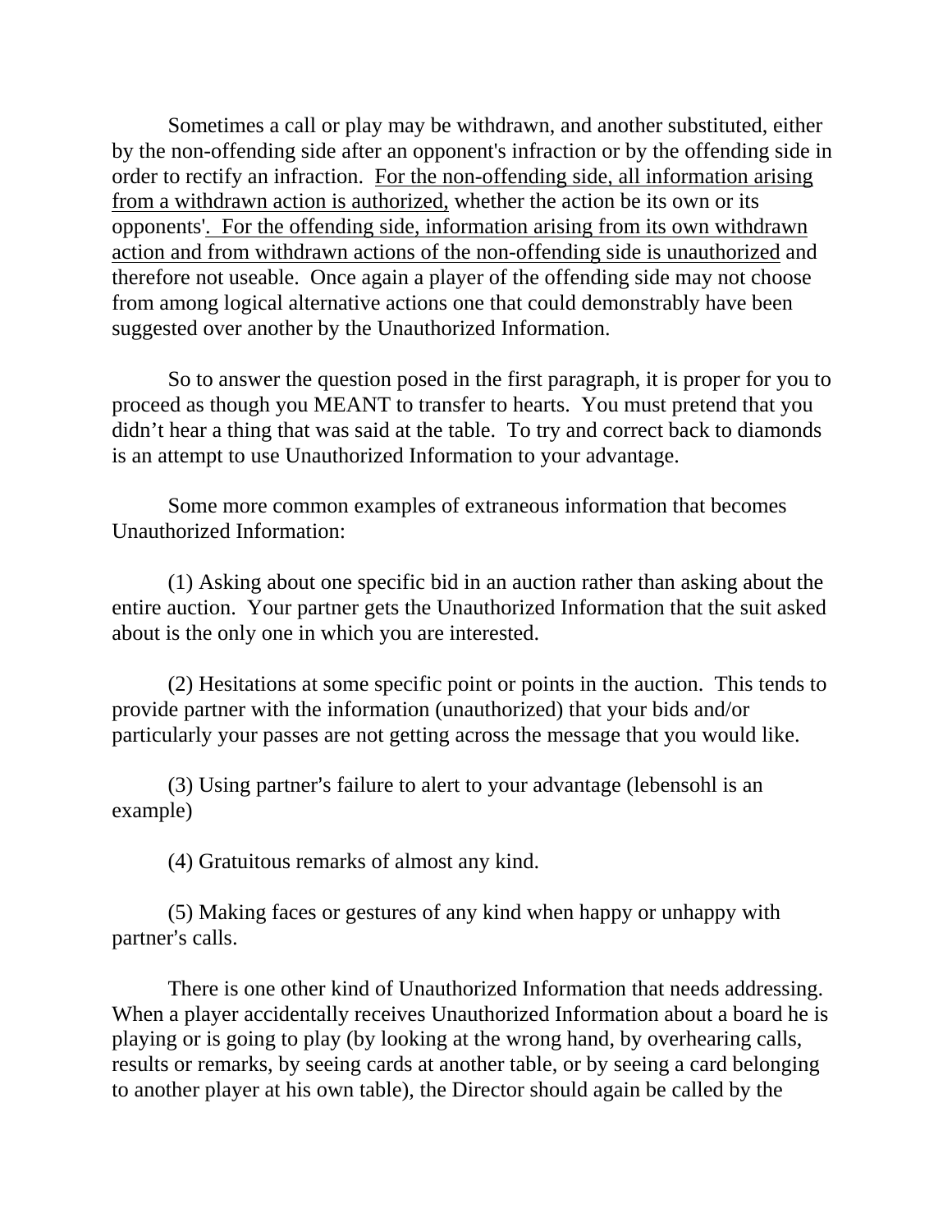Sometimes a call or play may be withdrawn, and another substituted, either by the non-offending side after an opponent's infraction or by the offending side in order to rectify an infraction. <u>For the non-offending side, all information arising from a withdrawn action is authorized,</u> whether the action be its own or its opponents'. <u>For the offending side, information arising from its own withdrawn action and from withdrawn actions of the non-offending side is unauthorized</u> and therefore not useable. Once again a player of the offending side may not choose from among logical alternative actions one that could demonstrably have been suggested over another by the Unauthorized Information.

So to answer the question posed in the first paragraph, it is proper for you to proceed as though you MEANT to transfer to hearts. You must pretend that you didn't hear a thing that was said at the table. To try and correct back to diamonds is an attempt to use Unauthorized Information to your advantage.

Some more common examples of extraneous information that becomes Unauthorized Information:

(1) Asking about one specific bid in an auction rather than asking about the entire auction. Your partner gets the Unauthorized Information that the suit asked about is the only one in which you are interested.

(2) Hesitations at some specific point or points in the auction. This tends to provide partner with the information (unauthorized) that your bids and/or particularly your passes are not getting across the message that you would like.

(3) Using partner's failure to alert to your advantage (lebensohl is an example)

(4) Gratuitous remarks of almost any kind.

(5) Making faces or gestures of any kind when happy or unhappy with partner's calls.

There is one other kind of Unauthorized Information that needs addressing. When a player accidentally receives Unauthorized Information about a board he is playing or is going to play (by looking at the wrong hand, by overhearing calls, results or remarks, by seeing cards at another table, or by seeing a card belonging to another player at his own table), the Director should again be called by the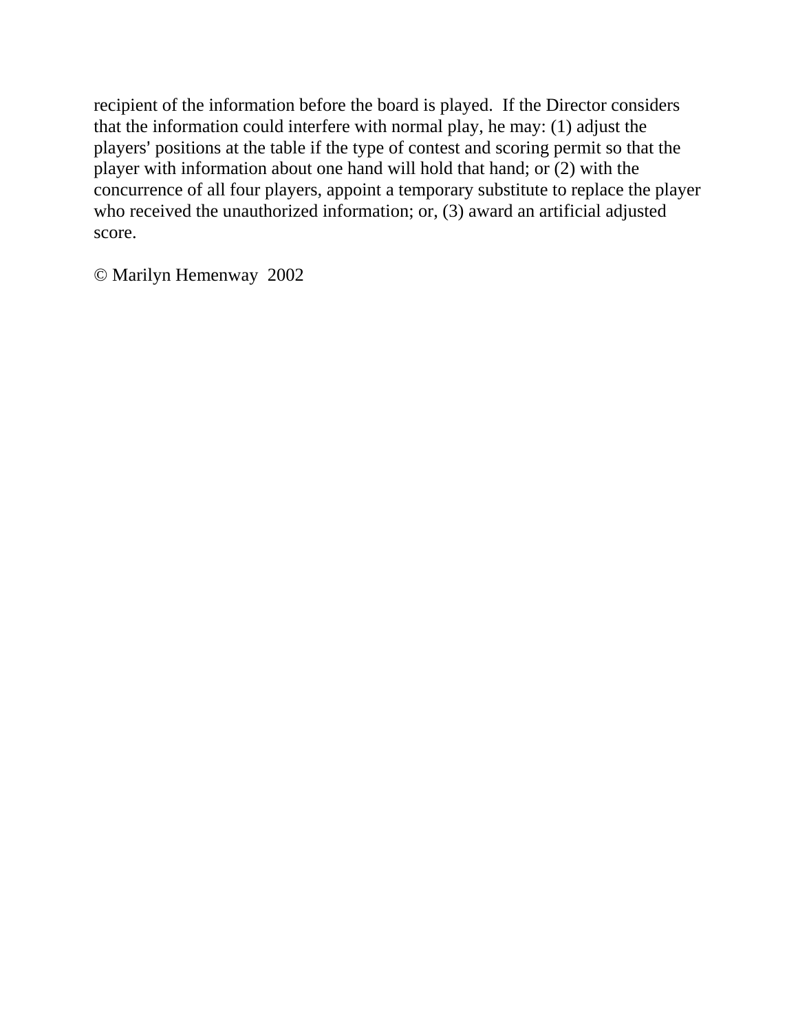recipient of the information before the board is played. If the Director considers that the information could interfere with normal play, he may: (1) adjust the players' positions at the table if the type of contest and scoring permit so that the player with information about one hand will hold that hand; or (2) with the concurrence of all four players, appoint a temporary substitute to replace the player who received the unauthorized information; or, (3) award an artificial adjusted score.

© Marilyn Hemenway 2002